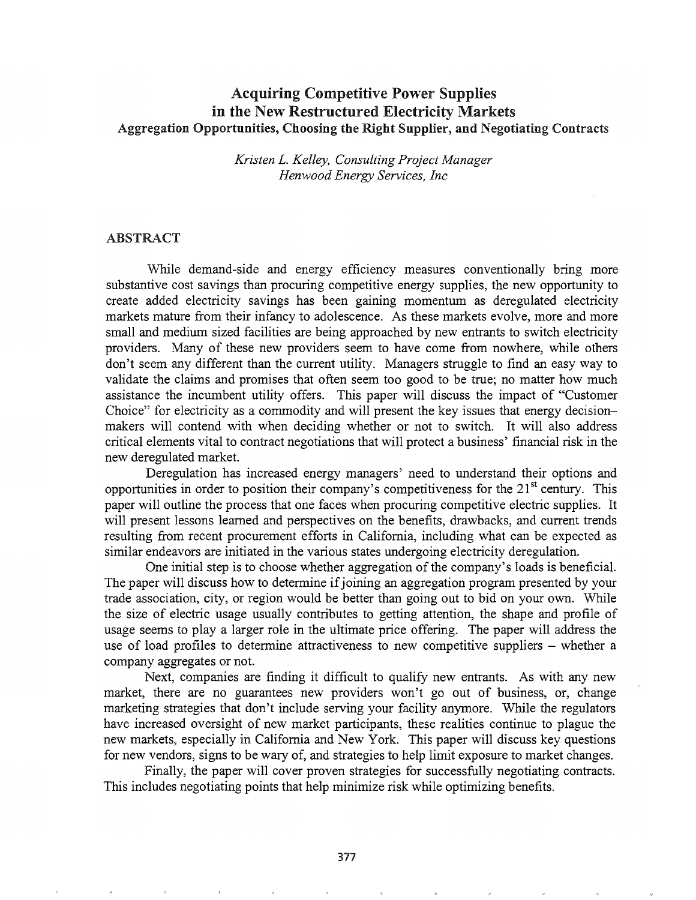# Acquiring Competitive Power Supplies in the New Restructured Electricity Markets

### Aggregation Opportunities, Choosing the Right Supplier, and Negotiating Contracts

*Kristen L. Kelley, Consulting Project Manager*
*Henwood Energy Services, Inc*

## ABSTRACT

While demand-side and energy efficiency measures conventionally bring more substantive cost savings than procuring competitive energy supplies, the new opportunity to create added electricity savings has been gaining momentum as deregulated electricity markets mature from their infancy to adolescence. As these markets evolve, more and more small and medium sized facilities are being approached by new entrants to switch electricity providers. Many of these new providers seem to have come from nowhere, while others don't seem any different than the current utility. Managers struggle to find an easy way to validate the claims and promises that often seem too good to be true; no matter how much assistance the incumbent utility offers. This paper will discuss the impact of "Customer Choice" for electricity as a commodity and will present the key issues that energy decision-makers will contend with when deciding whether or not to switch. It will also address critical elements vital to contract negotiations that will protect a business' financial risk in the new deregulated market.

Deregulation has increased energy managers' need to understand their options and opportunities in order to position their company's competitiveness for the 21st century. This paper will outline the process that one faces when procuring competitive electric supplies. It will present lessons learned and perspectives on the benefits, drawbacks, and current trends resulting from recent procurement efforts in California, including what can be expected as similar endeavors are initiated in the various states undergoing electricity deregulation.

One initial step is to choose whether aggregation of the company's loads is beneficial. The paper will discuss how to determine if joining an aggregation program presented by your trade association, city, or region would be better than going out to bid on your own. While the size of electric usage usually contributes to getting attention, the shape and profile of usage seems to play a larger role in the ultimate price offering. The paper will address the use of load profiles to determine attractiveness to new competitive suppliers – whether a company aggregates or not.

Next, companies are finding it difficult to qualify new entrants. As with any new market, there are no guarantees new providers won't go out of business, or, change marketing strategies that don't include serving your facility anymore. While the regulators have increased oversight of new market participants, these realities continue to plague the new markets, especially in California and New York. This paper will discuss key questions for new vendors, signs to be wary of, and strategies to help limit exposure to market changes.

Finally, the paper will cover proven strategies for successfully negotiating contracts. This includes negotiating points that help minimize risk while optimizing benefits.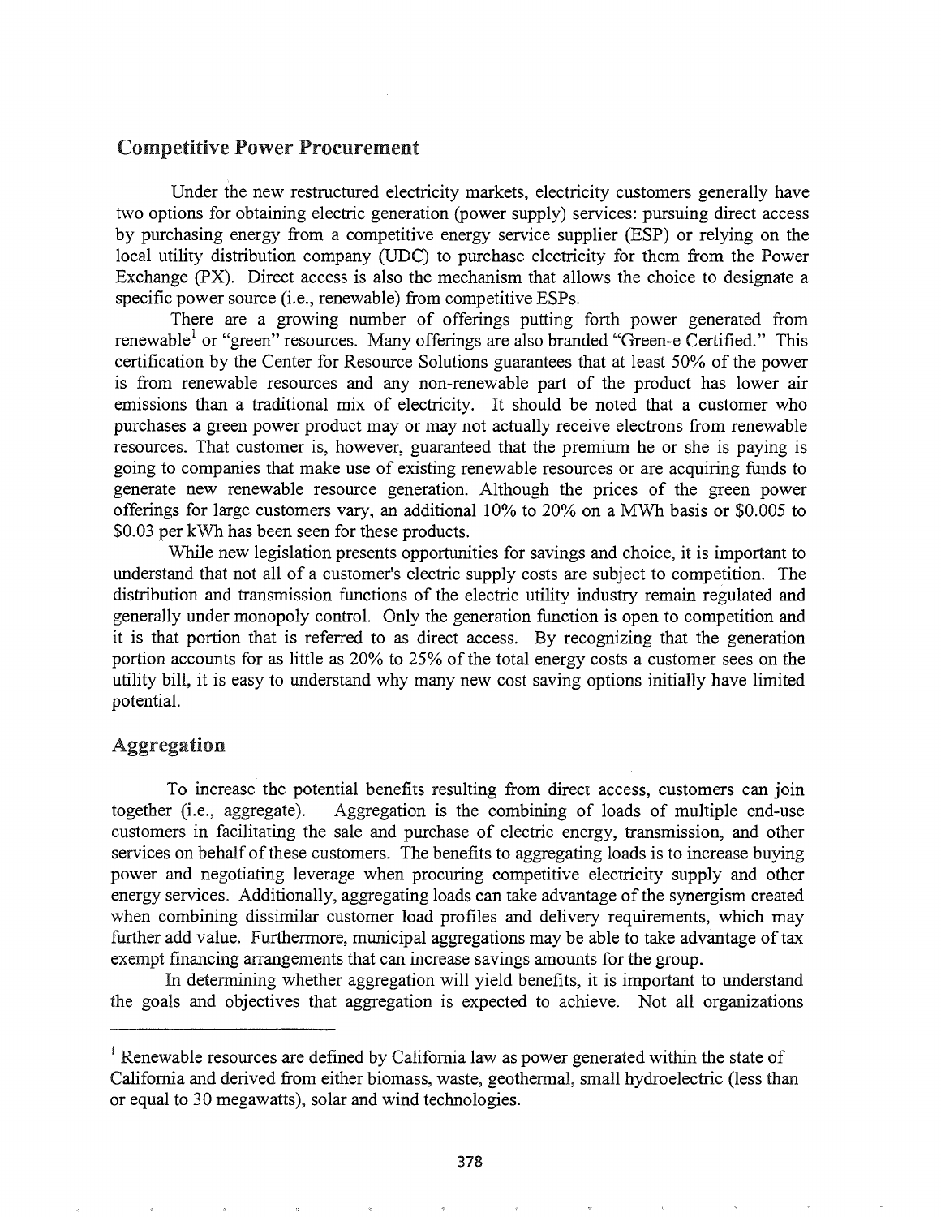## Competitive Power Procurement

Under the new restructured electricity markets, electricity customers generally have two options for obtaining electric generation (power supply) services: pursuing direct access by purchasing energy from a competitive energy service supplier (ESP) or relying on the local utility distribution company (UDC) to purchase electricity for them from the Power Exchange (PX). Direct access is also the mechanism that allows the choice to designate a specific power source (i.e., renewable) from competitive ESPs.

There are a growing number of offerings putting forth power generated from renewable[1] or "green" resources. Many offerings are also branded "Green-e Certified." This certification by the Center for Resource Solutions guarantees that at least 50% of the power is from renewable resources and any non-renewable part of the product has lower air emissions than a traditional mix of electricity. It should be noted that a customer who purchases a green power product may or may not actually receive electrons from renewable resources. That customer is, however, guaranteed that the premium he or she is paying is going to companies that make use of existing renewable resources or are acquiring funds to generate new renewable resource generation. Although the prices of the green power offerings for large customers vary, an additional 10% to 20% on a MWh basis or $0.005 to $0.03 per kWh has been seen for these products.

While new legislation presents opportunities for savings and choice, it is important to understand that not all of a customer's electric supply costs are subject to competition. The distribution and transmission functions of the electric utility industry remain regulated and generally under monopoly control. Only the generation function is open to competition and it is that portion that is referred to as direct access. By recognizing that the generation portion accounts for as little as 20% to 25% of the total energy costs a customer sees on the utility bill, it is easy to understand why many new cost saving options initially have limited potential.

## Aggregation

To increase the potential benefits resulting from direct access, customers can join together (i.e., aggregate). Aggregation is the combining of loads of multiple end-use customers in facilitating the sale and purchase of electric energy, transmission, and other services on behalf of these customers. The benefits to aggregating loads is to increase buying power and negotiating leverage when procuring competitive electricity supply and other energy services. Additionally, aggregating loads can take advantage of the synergism created when combining dissimilar customer load profiles and delivery requirements, which may further add value. Furthermore, municipal aggregations may be able to take advantage of tax exempt financing arrangements that can increase savings amounts for the group.

In determining whether aggregation will yield benefits, it is important to understand the goals and objectives that aggregation is expected to achieve. Not all organizations

---

[1] Renewable resources are defined by California law as power generated within the state of California and derived from either biomass, waste, geothermal, small hydroelectric (less than or equal to 30 megawatts), solar and wind technologies.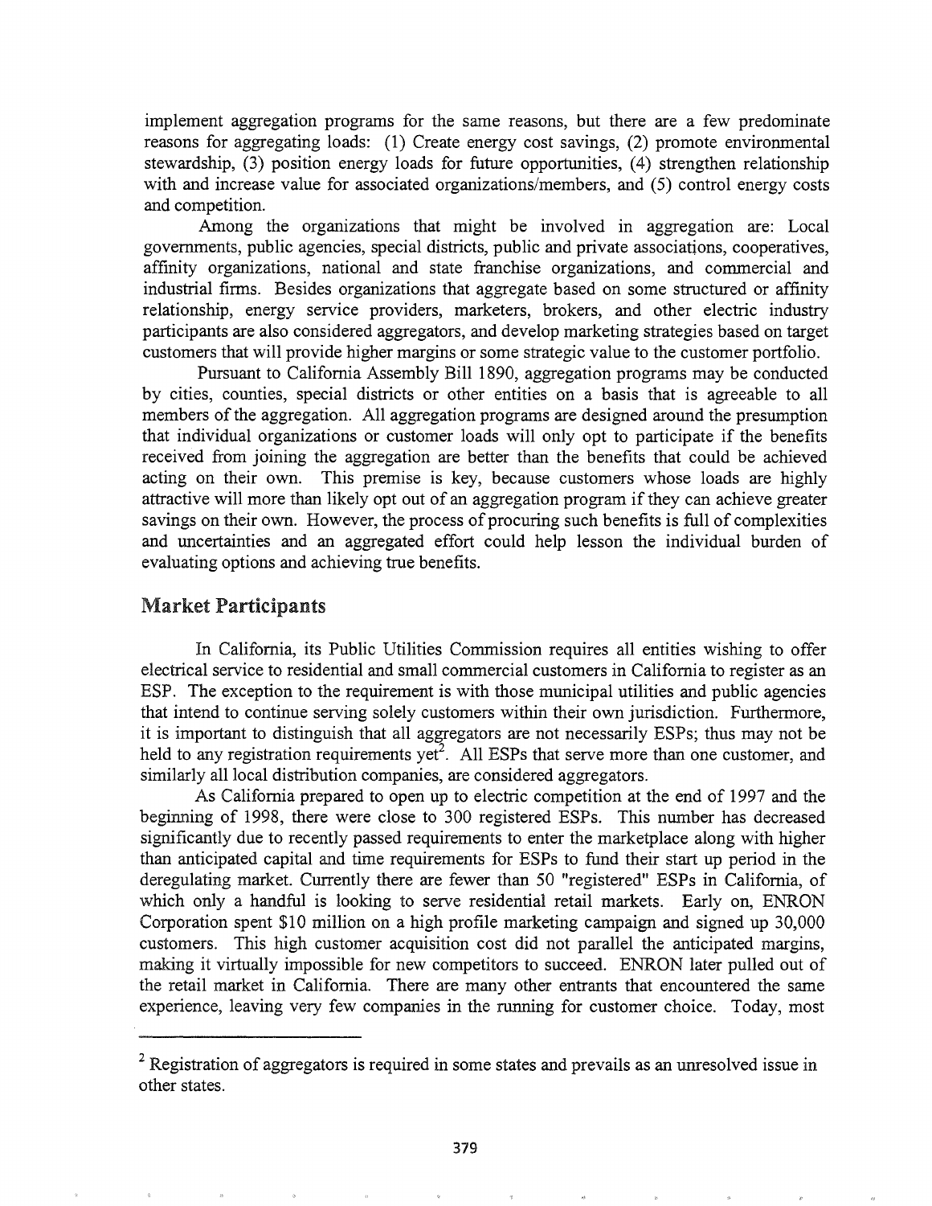implement aggregation programs for the same reasons, but there are a few predominate reasons for aggregating loads: (1) Create energy cost savings, (2) promote environmental stewardship, (3) position energy loads for future opportunities, (4) strengthen relationship with and increase value for associated organizations/members, and (5) control energy costs and competition.

Among the organizations that might be involved in aggregation are: Local governments, public agencies, special districts, public and private associations, cooperatives, affinity organizations, national and state franchise organizations, and commercial and industrial firms. Besides organizations that aggregate based on some structured or affinity relationship, energy service providers, marketers, brokers, and other electric industry participants are also considered aggregators, and develop marketing strategies based on target customers that will provide higher margins or some strategic value to the customer portfolio.

Pursuant to California Assembly Bill 1890, aggregation programs may be conducted by cities, counties, special districts or other entities on a basis that is agreeable to all members of the aggregation. All aggregation programs are designed around the presumption that individual organizations or customer loads will only opt to participate if the benefits received from joining the aggregation are better than the benefits that could be achieved acting on their own. This premise is key, because customers whose loads are highly attractive will more than likely opt out of an aggregation program if they can achieve greater savings on their own. However, the process of procuring such benefits is full of complexities and uncertainties and an aggregated effort could help lesson the individual burden of evaluating options and achieving true benefits.

## Market Participants

In California, its Public Utilities Commission requires all entities wishing to offer electrical service to residential and small commercial customers in California to register as an ESP. The exception to the requirement is with those municipal utilities and public agencies that intend to continue serving solely customers within their own jurisdiction. Furthermore, it is important to distinguish that all aggregators are not necessarily ESPs; thus may not be held to any registration requirements yet[2]. All ESPs that serve more than one customer, and similarly all local distribution companies, are considered aggregators.

As California prepared to open up to electric competition at the end of 1997 and the beginning of 1998, there were close to 300 registered ESPs. This number has decreased significantly due to recently passed requirements to enter the marketplace along with higher than anticipated capital and time requirements for ESPs to fund their start up period in the deregulating market. Currently there are fewer than 50 "registered" ESPs in California, of which only a handful is looking to serve residential retail markets. Early on, ENRON Corporation spent \$10 million on a high profile marketing campaign and signed up 30,000 customers. This high customer acquisition cost did not parallel the anticipated margins, making it virtually impossible for new competitors to succeed. ENRON later pulled out of the retail market in California. There are many other entrants that encountered the same experience, leaving very few companies in the running for customer choice. Today, most

[2] Registration of aggregators is required in some states and prevails as an unresolved issue in other states.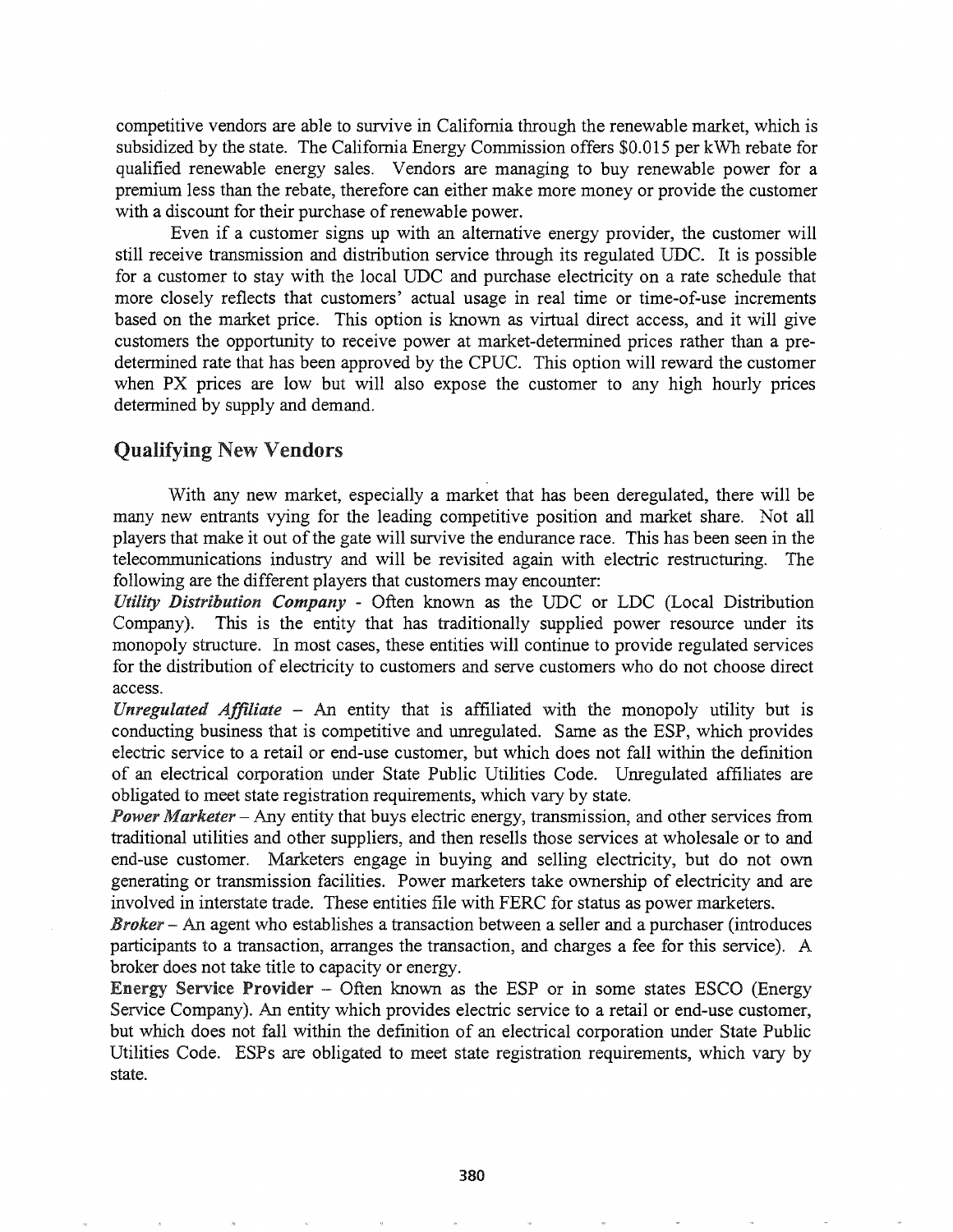competitive vendors are able to survive in California through the renewable market, which is subsidized by the state. The California Energy Commission offers $0.015 per kWh rebate for qualified renewable energy sales. Vendors are managing to buy renewable power for a premium less than the rebate, therefore can either make more money or provide the customer with a discount for their purchase of renewable power.

Even if a customer signs up with an alternative energy provider, the customer will still receive transmission and distribution service through its regulated UDC. It is possible for a customer to stay with the local UDC and purchase electricity on a rate schedule that more closely reflects that customers' actual usage in real time or time-of-use increments based on the market price. This option is known as virtual direct access, and it will give customers the opportunity to receive power at market-determined prices rather than a pre-determined rate that has been approved by the CPUC. This option will reward the customer when PX prices are low but will also expose the customer to any high hourly prices determined by supply and demand.

## Qualifying New Vendors

With any new market, especially a market that has been deregulated, there will be many new entrants vying for the leading competitive position and market share. Not all players that make it out of the gate will survive the endurance race. This has been seen in the telecommunications industry and will be revisited again with electric restructuring. The following are the different players that customers may encounter:

***Utility Distribution Company*** - Often known as the UDC or LDC (Local Distribution Company). This is the entity that has traditionally supplied power resource under its monopoly structure. In most cases, these entities will continue to provide regulated services for the distribution of electricity to customers and serve customers who do not choose direct access.

***Unregulated Affiliate*** – An entity that is affiliated with the monopoly utility but is conducting business that is competitive and unregulated. Same as the ESP, which provides electric service to a retail or end-use customer, but which does not fall within the definition of an electrical corporation under State Public Utilities Code. Unregulated affiliates are obligated to meet state registration requirements, which vary by state.

***Power Marketer*** – Any entity that buys electric energy, transmission, and other services from traditional utilities and other suppliers, and then resells those services at wholesale or to and end-use customer. Marketers engage in buying and selling electricity, but do not own generating or transmission facilities. Power marketers take ownership of electricity and are involved in interstate trade. These entities file with FERC for status as power marketers.

***Broker*** – An agent who establishes a transaction between a seller and a purchaser (introduces participants to a transaction, arranges the transaction, and charges a fee for this service). A broker does not take title to capacity or energy.

**Energy Service Provider** – Often known as the ESP or in some states ESCO (Energy Service Company). An entity which provides electric service to a retail or end-use customer, but which does not fall within the definition of an electrical corporation under State Public Utilities Code. ESPs are obligated to meet state registration requirements, which vary by state.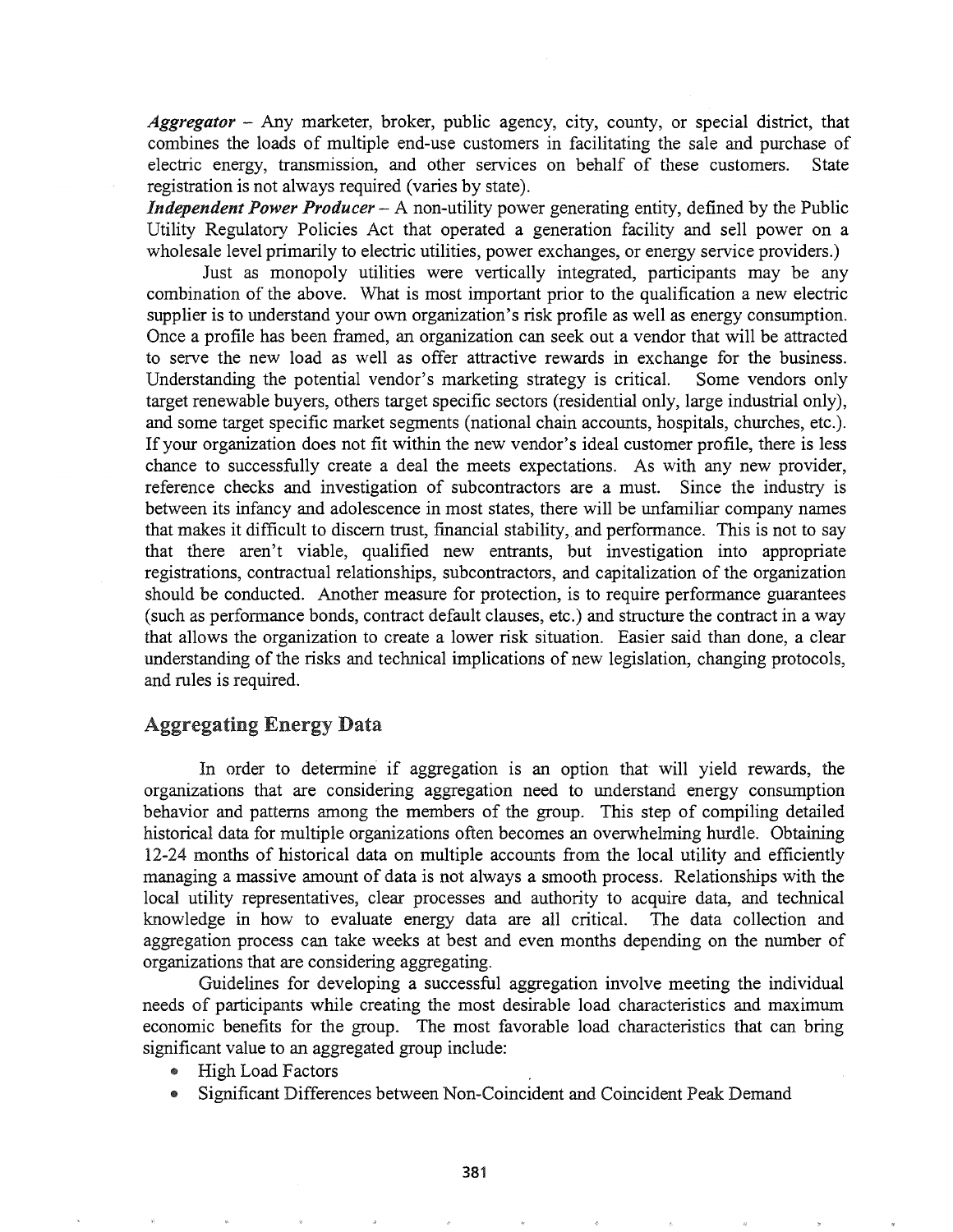***Aggregator*** – Any marketer, broker, public agency, city, county, or special district, that combines the loads of multiple end-use customers in facilitating the sale and purchase of electric energy, transmission, and other services on behalf of these customers. State registration is not always required (varies by state).

***Independent Power Producer*** – A non-utility power generating entity, defined by the Public Utility Regulatory Policies Act that operated a generation facility and sell power on a wholesale level primarily to electric utilities, power exchanges, or energy service providers.)

Just as monopoly utilities were vertically integrated, participants may be any combination of the above. What is most important prior to the qualification a new electric supplier is to understand your own organization's risk profile as well as energy consumption. Once a profile has been framed, an organization can seek out a vendor that will be attracted to serve the new load as well as offer attractive rewards in exchange for the business. Understanding the potential vendor's marketing strategy is critical. Some vendors only target renewable buyers, others target specific sectors (residential only, large industrial only), and some target specific market segments (national chain accounts, hospitals, churches, etc.). If your organization does not fit within the new vendor's ideal customer profile, there is less chance to successfully create a deal the meets expectations. As with any new provider, reference checks and investigation of subcontractors are a must. Since the industry is between its infancy and adolescence in most states, there will be unfamiliar company names that makes it difficult to discern trust, financial stability, and performance. This is not to say that there aren't viable, qualified new entrants, but investigation into appropriate registrations, contractual relationships, subcontractors, and capitalization of the organization should be conducted. Another measure for protection, is to require performance guarantees (such as performance bonds, contract default clauses, etc.) and structure the contract in a way that allows the organization to create a lower risk situation. Easier said than done, a clear understanding of the risks and technical implications of new legislation, changing protocols, and rules is required.

## Aggregating Energy Data

In order to determine if aggregation is an option that will yield rewards, the organizations that are considering aggregation need to understand energy consumption behavior and patterns among the members of the group. This step of compiling detailed historical data for multiple organizations often becomes an overwhelming hurdle. Obtaining 12-24 months of historical data on multiple accounts from the local utility and efficiently managing a massive amount of data is not always a smooth process. Relationships with the local utility representatives, clear processes and authority to acquire data, and technical knowledge in how to evaluate energy data are all critical. The data collection and aggregation process can take weeks at best and even months depending on the number of organizations that are considering aggregating.

Guidelines for developing a successful aggregation involve meeting the individual needs of participants while creating the most desirable load characteristics and maximum economic benefits for the group. The most favorable load characteristics that can bring significant value to an aggregated group include:

- High Load Factors
- Significant Differences between Non-Coincident and Coincident Peak Demand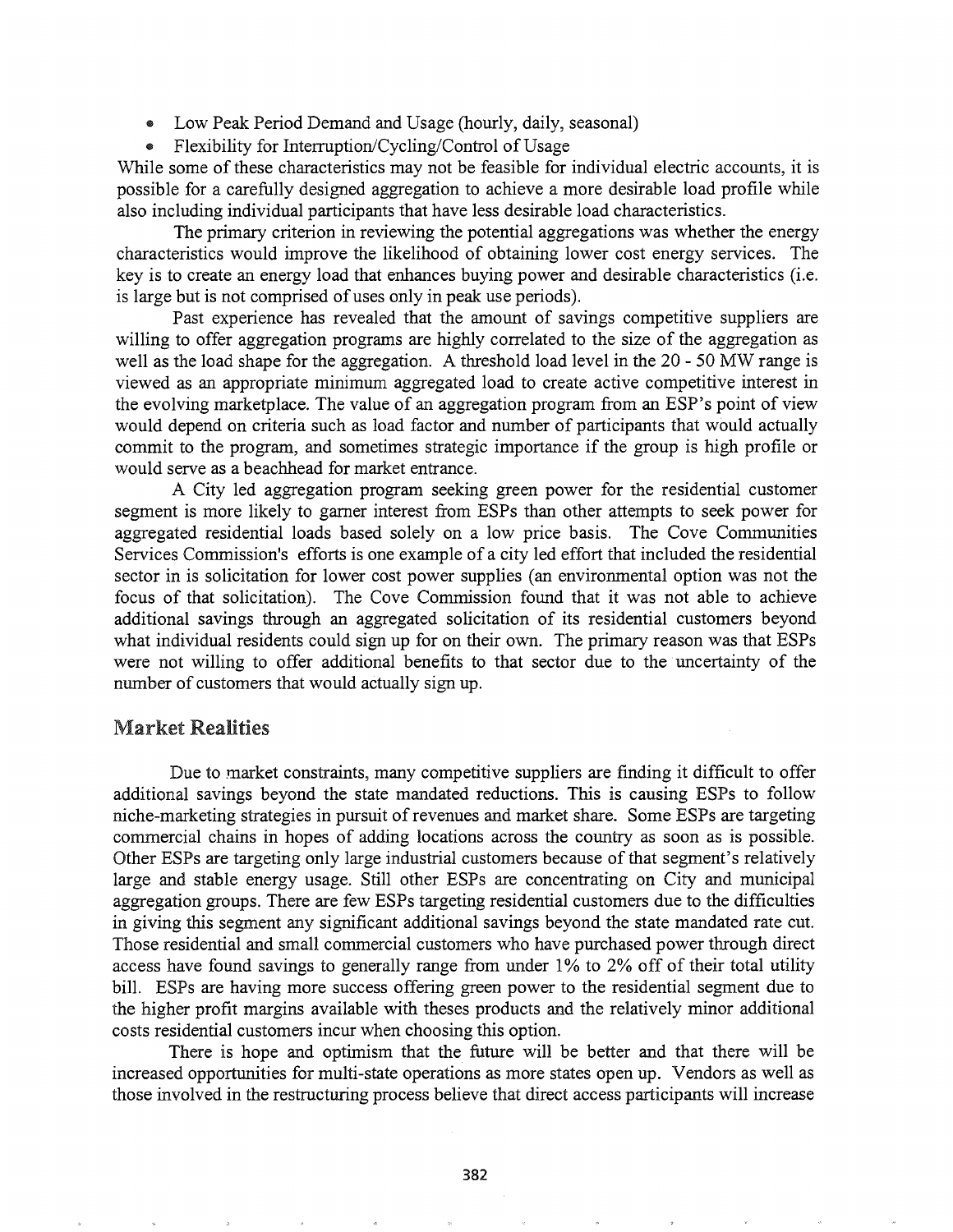- Low Peak Period Demand and Usage (hourly, daily, seasonal)
- Flexibility for Interruption/Cycling/Control of Usage

While some of these characteristics may not be feasible for individual electric accounts, it is possible for a carefully designed aggregation to achieve a more desirable load profile while also including individual participants that have less desirable load characteristics.

The primary criterion in reviewing the potential aggregations was whether the energy characteristics would improve the likelihood of obtaining lower cost energy services. The key is to create an energy load that enhances buying power and desirable characteristics (i.e. is large but is not comprised of uses only in peak use periods).

Past experience has revealed that the amount of savings competitive suppliers are willing to offer aggregation programs are highly correlated to the size of the aggregation as well as the load shape for the aggregation. A threshold load level in the 20 - 50 MW range is viewed as an appropriate minimum aggregated load to create active competitive interest in the evolving marketplace. The value of an aggregation program from an ESP's point of view would depend on criteria such as load factor and number of participants that would actually commit to the program, and sometimes strategic importance if the group is high profile or would serve as a beachhead for market entrance.

A City led aggregation program seeking green power for the residential customer segment is more likely to garner interest from ESPs than other attempts to seek power for aggregated residential loads based solely on a low price basis. The Cove Communities Services Commission's efforts is one example of a city led effort that included the residential sector in is solicitation for lower cost power supplies (an environmental option was not the focus of that solicitation). The Cove Commission found that it was not able to achieve additional savings through an aggregated solicitation of its residential customers beyond what individual residents could sign up for on their own. The primary reason was that ESPs were not willing to offer additional benefits to that sector due to the uncertainty of the number of customers that would actually sign up.

## Market Realities

Due to market constraints, many competitive suppliers are finding it difficult to offer additional savings beyond the state mandated reductions. This is causing ESPs to follow niche-marketing strategies in pursuit of revenues and market share. Some ESPs are targeting commercial chains in hopes of adding locations across the country as soon as is possible. Other ESPs are targeting only large industrial customers because of that segment's relatively large and stable energy usage. Still other ESPs are concentrating on City and municipal aggregation groups. There are few ESPs targeting residential customers due to the difficulties in giving this segment any significant additional savings beyond the state mandated rate cut. Those residential and small commercial customers who have purchased power through direct access have found savings to generally range from under 1% to 2% off of their total utility bill. ESPs are having more success offering green power to the residential segment due to the higher profit margins available with theses products and the relatively minor additional costs residential customers incur when choosing this option.

There is hope and optimism that the future will be better and that there will be increased opportunities for multi-state operations as more states open up. Vendors as well as those involved in the restructuring process believe that direct access participants will increase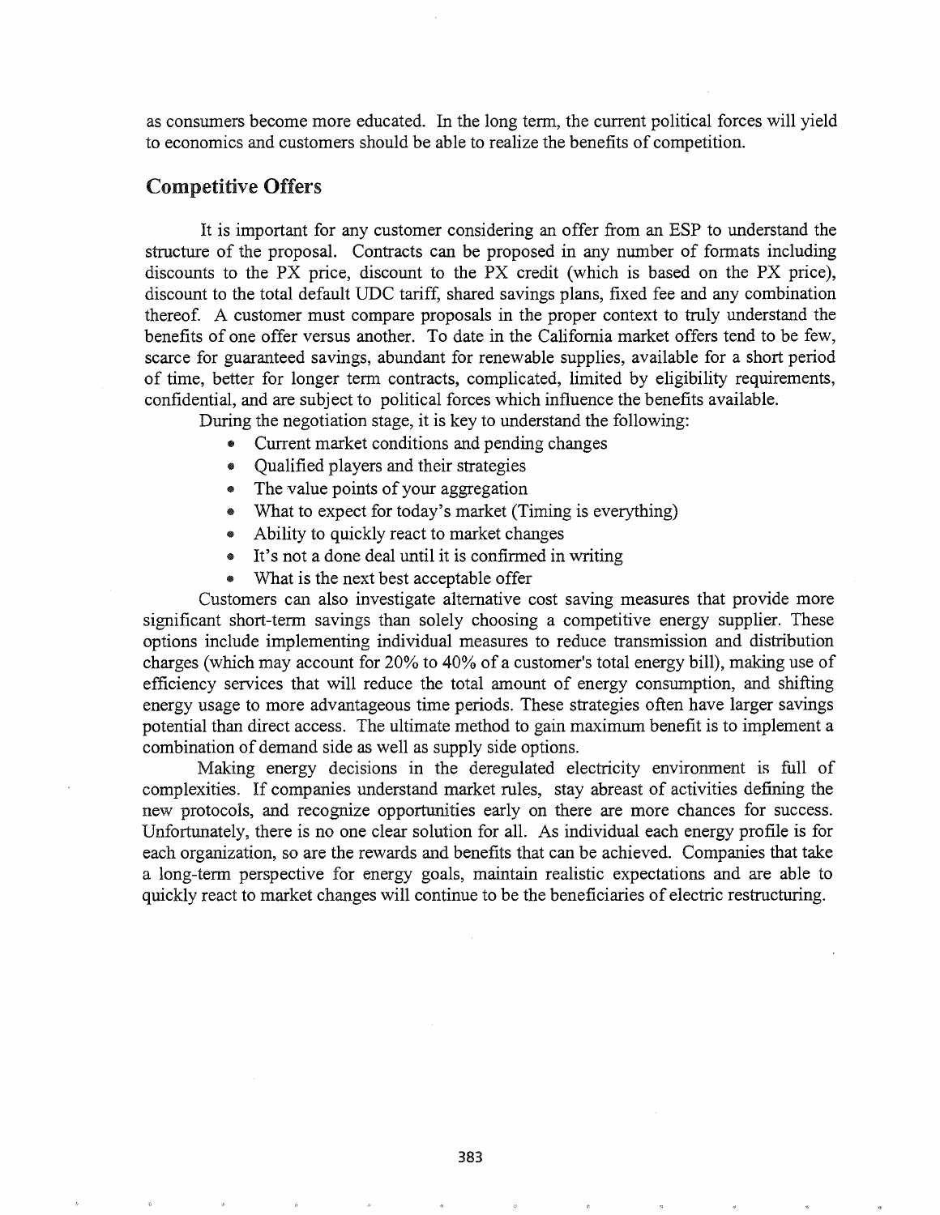as consumers become more educated. In the long term, the current political forces will yield to economics and customers should be able to realize the benefits of competition.

## Competitive Offers

It is important for any customer considering an offer from an ESP to understand the structure of the proposal. Contracts can be proposed in any number of formats including discounts to the PX price, discount to the PX credit (which is based on the PX price), discount to the total default UDC tariff, shared savings plans, fixed fee and any combination thereof. A customer must compare proposals in the proper context to truly understand the benefits of one offer versus another. To date in the California market offers tend to be few, scarce for guaranteed savings, abundant for renewable supplies, available for a short period of time, better for longer term contracts, complicated, limited by eligibility requirements, confidential, and are subject to political forces which influence the benefits available.

During the negotiation stage, it is key to understand the following:

- Current market conditions and pending changes
- Qualified players and their strategies
- The value points of your aggregation
- What to expect for today's market (Timing is everything)
- Ability to quickly react to market changes
- It's not a done deal until it is confirmed in writing
- What is the next best acceptable offer

Customers can also investigate alternative cost saving measures that provide more significant short-term savings than solely choosing a competitive energy supplier. These options include implementing individual measures to reduce transmission and distribution charges (which may account for 20% to 40% of a customer's total energy bill), making use of efficiency services that will reduce the total amount of energy consumption, and shifting energy usage to more advantageous time periods. These strategies often have larger savings potential than direct access. The ultimate method to gain maximum benefit is to implement a combination of demand side as well as supply side options.

Making energy decisions in the deregulated electricity environment is full of complexities. If companies understand market rules, stay abreast of activities defining the new protocols, and recognize opportunities early on there are more chances for success. Unfortunately, there is no one clear solution for all. As individual each energy profile is for each organization, so are the rewards and benefits that can be achieved. Companies that take a long-term perspective for energy goals, maintain realistic expectations and are able to quickly react to market changes will continue to be the beneficiaries of electric restructuring.